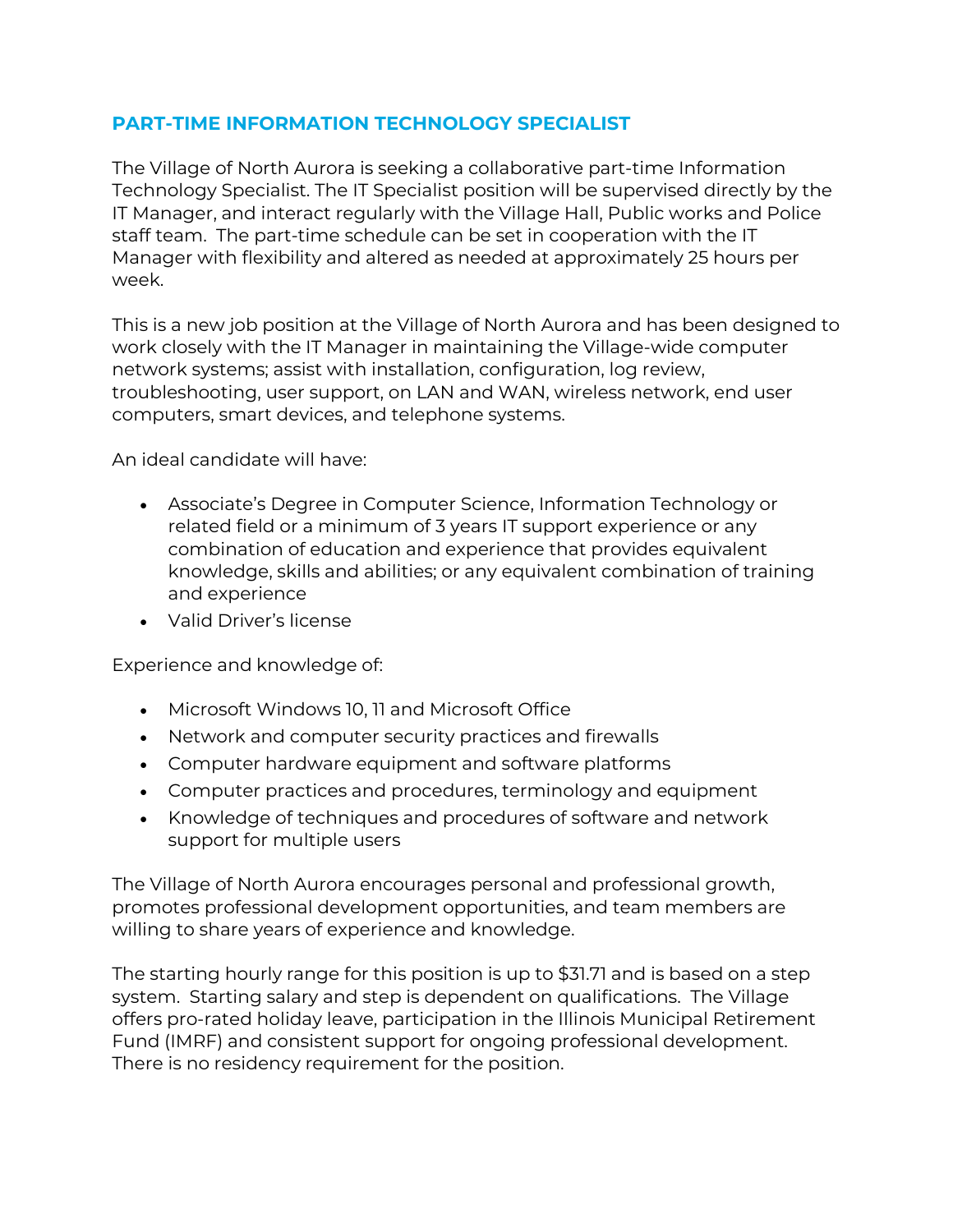## PART-TIME INFORMATION TECHNOLOGY SPECIALIST

The Village of North Aurora is seeking a collaborative part-time Information Technology Specialist. The IT Specialist position will be supervised directly by the IT Manager, and interact regularly with the Village Hall, Public works and Police staff team. The part-time schedule can be set in cooperation with the IT Manager with flexibility and altered as needed at approximately 25 hours per week.

This is a new job position at the Village of North Aurora and has been designed to work closely with the IT Manager in maintaining the Village-wide computer network systems; assist with installation, configuration, log review, troubleshooting, user support, on LAN and WAN, wireless network, end user computers, smart devices, and telephone systems.

An ideal candidate will have:

- Associate's Degree in Computer Science, Information Technology or related field or a minimum of 3 years IT support experience or any combination of education and experience that provides equivalent knowledge, skills and abilities; or any equivalent combination of training and experience
- Valid Driver's license

Experience and knowledge of:

- Microsoft Windows 10, 11 and Microsoft Office
- Network and computer security practices and firewalls
- Computer hardware equipment and software platforms
- Computer practices and procedures, terminology and equipment
- Knowledge of techniques and procedures of software and network support for multiple users

The Village of North Aurora encourages personal and professional growth, promotes professional development opportunities, and team members are willing to share years of experience and knowledge.

The starting hourly range for this position is up to $31.71 and is based on a step system. Starting salary and step is dependent on qualifications. The Village offers pro-rated holiday leave, participation in the Illinois Municipal Retirement Fund (IMRF) and consistent support for ongoing professional development. There is no residency requirement for the position.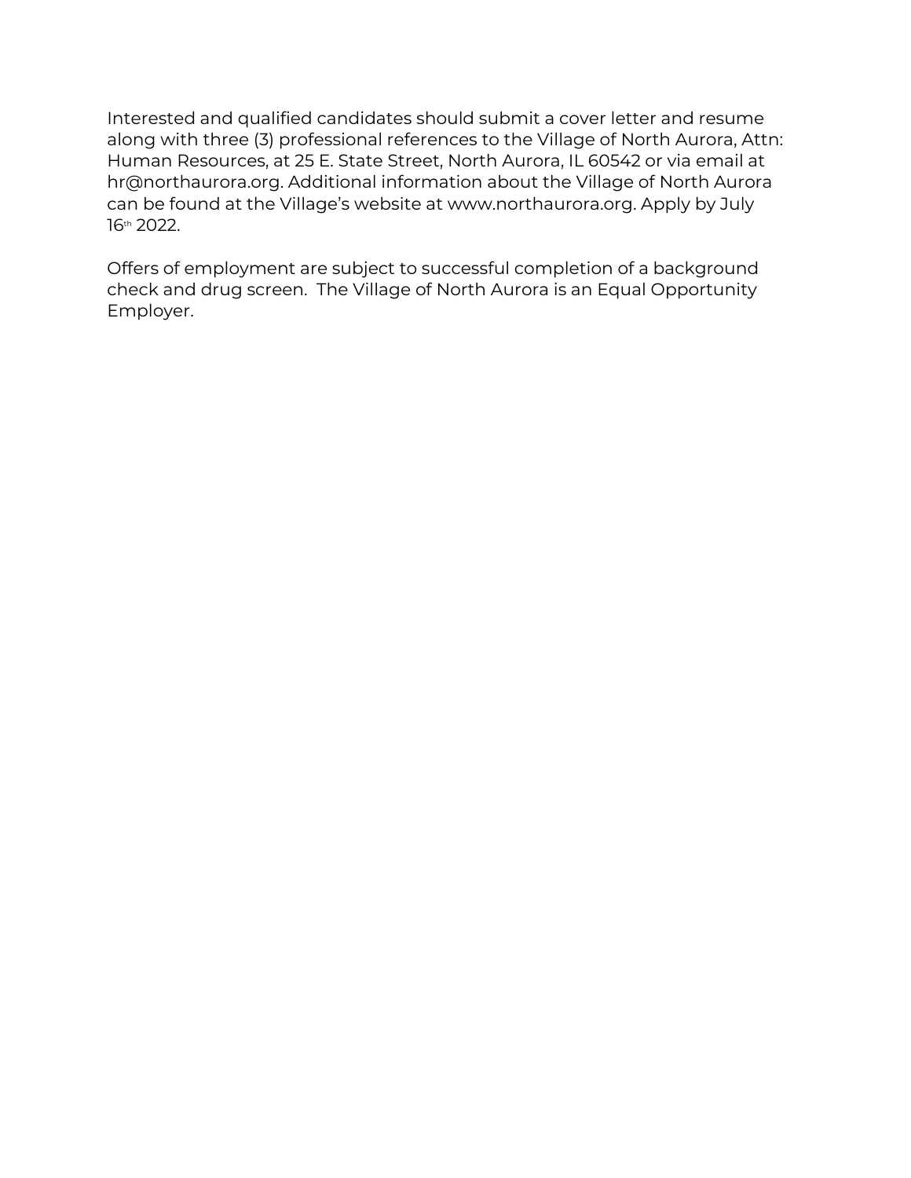Interested and qualified candidates should submit a cover letter and resume along with three (3) professional references to the Village of North Aurora, Attn: Human Resources, at 25 E. State Street, North Aurora, IL 60542 or via email at hr@northaurora.org. Additional information about the Village of North Aurora can be found at the Village's website at www.northaurora.org. Apply by July 16th 2022.

Offers of employment are subject to successful completion of a background check and drug screen. The Village of North Aurora is an Equal Opportunity Employer.